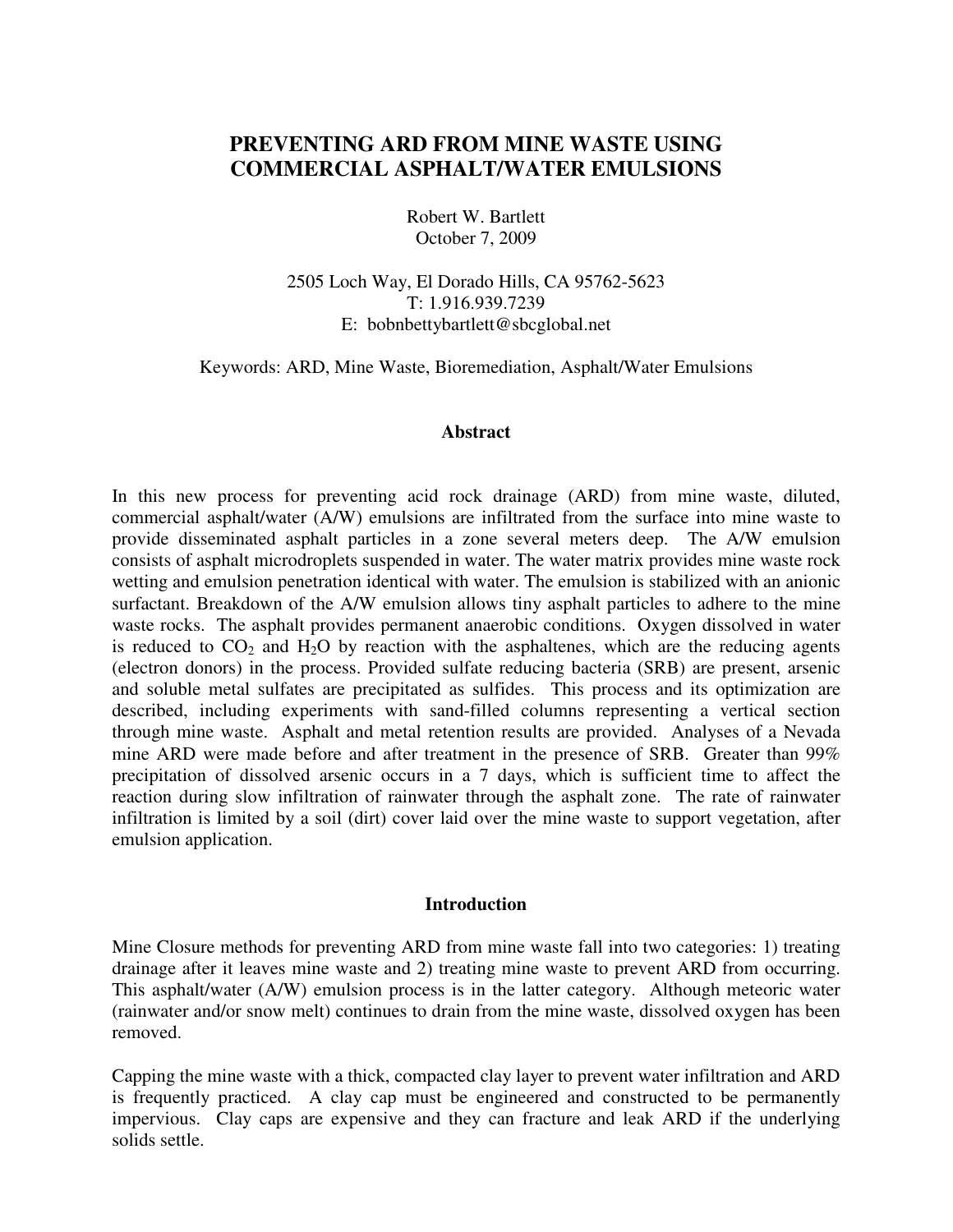# PREVENTING ARD FROM MINE WASTE USING COMMERCIAL ASPHALT/WATER EMULSIONS

Robert W. Bartlett
October 7, 2009

2505 Loch Way, El Dorado Hills, CA 95762-5623
T: 1.916.939.7239
E: bobnbettybartlett@sbcglobal.net

Keywords: ARD, Mine Waste, Bioremediation, Asphalt/Water Emulsions

## Abstract

In this new process for preventing acid rock drainage (ARD) from mine waste, diluted, commercial asphalt/water (A/W) emulsions are infiltrated from the surface into mine waste to provide disseminated asphalt particles in a zone several meters deep. The A/W emulsion consists of asphalt microdroplets suspended in water. The water matrix provides mine waste rock wetting and emulsion penetration identical with water. The emulsion is stabilized with an anionic surfactant. Breakdown of the A/W emulsion allows tiny asphalt particles to adhere to the mine waste rocks. The asphalt provides permanent anaerobic conditions. Oxygen dissolved in water is reduced to $CO_2$ and $H_2O$ by reaction with the asphaltenes, which are the reducing agents (electron donors) in the process. Provided sulfate reducing bacteria (SRB) are present, arsenic and soluble metal sulfates are precipitated as sulfides. This process and its optimization are described, including experiments with sand-filled columns representing a vertical section through mine waste. Asphalt and metal retention results are provided. Analyses of a Nevada mine ARD were made before and after treatment in the presence of SRB. Greater than 99% precipitation of dissolved arsenic occurs in a 7 days, which is sufficient time to affect the reaction during slow infiltration of rainwater through the asphalt zone. The rate of rainwater infiltration is limited by a soil (dirt) cover laid over the mine waste to support vegetation, after emulsion application.

## Introduction

Mine Closure methods for preventing ARD from mine waste fall into two categories: 1) treating drainage after it leaves mine waste and 2) treating mine waste to prevent ARD from occurring. This asphalt/water (A/W) emulsion process is in the latter category. Although meteoric water (rainwater and/or snow melt) continues to drain from the mine waste, dissolved oxygen has been removed.

Capping the mine waste with a thick, compacted clay layer to prevent water infiltration and ARD is frequently practiced. A clay cap must be engineered and constructed to be permanently impervious. Clay caps are expensive and they can fracture and leak ARD if the underlying solids settle.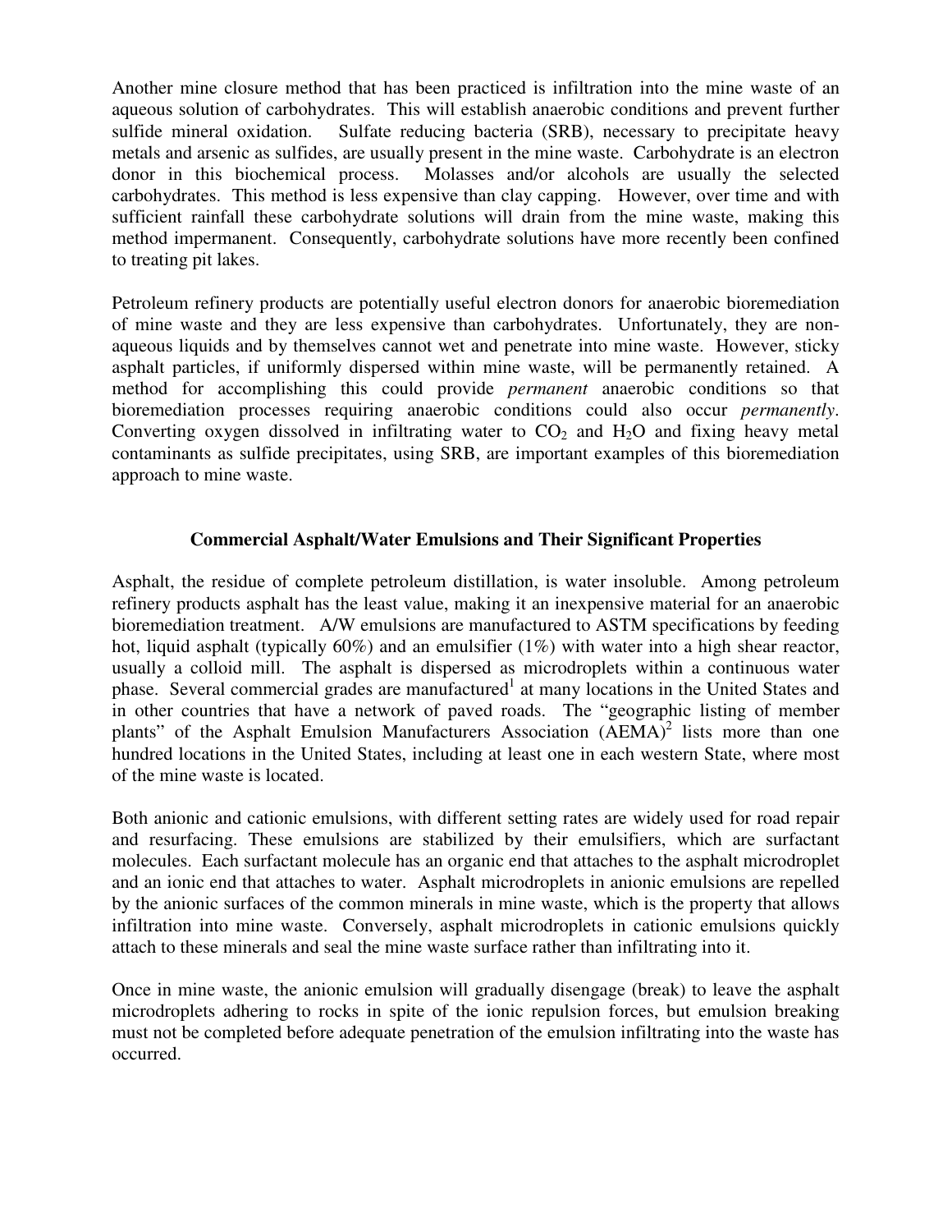Another mine closure method that has been practiced is infiltration into the mine waste of an aqueous solution of carbohydrates. This will establish anaerobic conditions and prevent further sulfide mineral oxidation. Sulfate reducing bacteria (SRB), necessary to precipitate heavy metals and arsenic as sulfides, are usually present in the mine waste. Carbohydrate is an electron donor in this biochemical process. Molasses and/or alcohols are usually the selected carbohydrates. This method is less expensive than clay capping. However, over time and with sufficient rainfall these carbohydrate solutions will drain from the mine waste, making this method impermanent. Consequently, carbohydrate solutions have more recently been confined to treating pit lakes.

Petroleum refinery products are potentially useful electron donors for anaerobic bioremediation of mine waste and they are less expensive than carbohydrates. Unfortunately, they are non-aqueous liquids and by themselves cannot wet and penetrate into mine waste. However, sticky asphalt particles, if uniformly dispersed within mine waste, will be permanently retained. A method for accomplishing this could provide *permanent* anaerobic conditions so that bioremediation processes requiring anaerobic conditions could also occur *permanently*. Converting oxygen dissolved in infiltrating water to $CO_2$ and $H_2O$ and fixing heavy metal contaminants as sulfide precipitates, using SRB, are important examples of this bioremediation approach to mine waste.

## Commercial Asphalt/Water Emulsions and Their Significant Properties

Asphalt, the residue of complete petroleum distillation, is water insoluble. Among petroleum refinery products asphalt has the least value, making it an inexpensive material for an anaerobic bioremediation treatment. A/W emulsions are manufactured to ASTM specifications by feeding hot, liquid asphalt (typically 60%) and an emulsifier (1%) with water into a high shear reactor, usually a colloid mill. The asphalt is dispersed as microdroplets within a continuous water phase. Several commercial grades are manufactured[1] at many locations in the United States and in other countries that have a network of paved roads. The "geographic listing of member plants" of the Asphalt Emulsion Manufacturers Association (AEMA)[2] lists more than one hundred locations in the United States, including at least one in each western State, where most of the mine waste is located.

Both anionic and cationic emulsions, with different setting rates are widely used for road repair and resurfacing. These emulsions are stabilized by their emulsifiers, which are surfactant molecules. Each surfactant molecule has an organic end that attaches to the asphalt microdroplet and an ionic end that attaches to water. Asphalt microdroplets in anionic emulsions are repelled by the anionic surfaces of the common minerals in mine waste, which is the property that allows infiltration into mine waste. Conversely, asphalt microdroplets in cationic emulsions quickly attach to these minerals and seal the mine waste surface rather than infiltrating into it.

Once in mine waste, the anionic emulsion will gradually disengage (break) to leave the asphalt microdroplets adhering to rocks in spite of the ionic repulsion forces, but emulsion breaking must not be completed before adequate penetration of the emulsion infiltrating into the waste has occurred.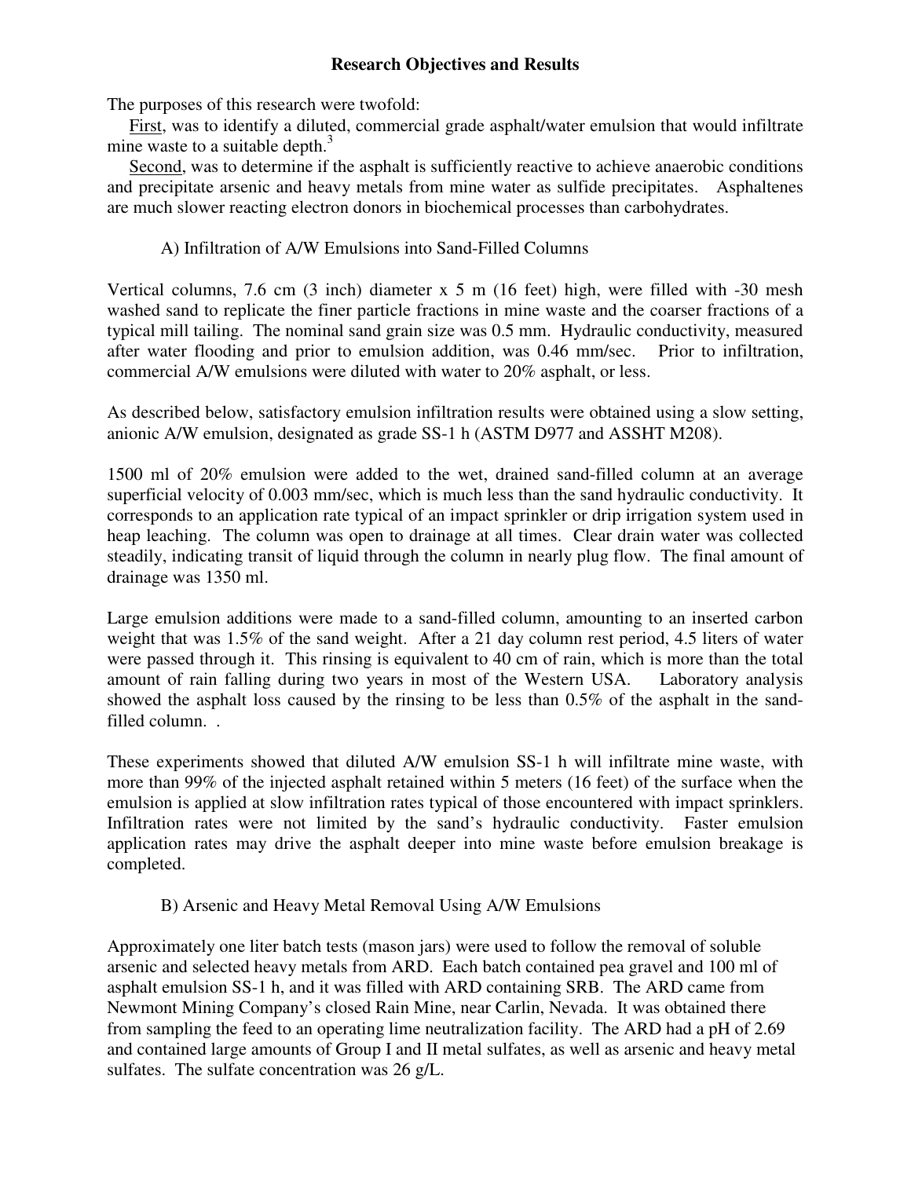## Research Objectives and Results

The purposes of this research were twofold:

First, was to identify a diluted, commercial grade asphalt/water emulsion that would infiltrate mine waste to a suitable depth.[3]

Second, was to determine if the asphalt is sufficiently reactive to achieve anaerobic conditions and precipitate arsenic and heavy metals from mine water as sulfide precipitates. Asphaltenes are much slower reacting electron donors in biochemical processes than carbohydrates.

### A) Infiltration of A/W Emulsions into Sand-Filled Columns

Vertical columns, 7.6 cm (3 inch) diameter x 5 m (16 feet) high, were filled with -30 mesh washed sand to replicate the finer particle fractions in mine waste and the coarser fractions of a typical mill tailing. The nominal sand grain size was 0.5 mm. Hydraulic conductivity, measured after water flooding and prior to emulsion addition, was 0.46 mm/sec. Prior to infiltration, commercial A/W emulsions were diluted with water to 20% asphalt, or less.

As described below, satisfactory emulsion infiltration results were obtained using a slow setting, anionic A/W emulsion, designated as grade SS-1 h (ASTM D977 and ASSHT M208).

1500 ml of 20% emulsion were added to the wet, drained sand-filled column at an average superficial velocity of 0.003 mm/sec, which is much less than the sand hydraulic conductivity. It corresponds to an application rate typical of an impact sprinkler or drip irrigation system used in heap leaching. The column was open to drainage at all times. Clear drain water was collected steadily, indicating transit of liquid through the column in nearly plug flow. The final amount of drainage was 1350 ml.

Large emulsion additions were made to a sand-filled column, amounting to an inserted carbon weight that was 1.5% of the sand weight. After a 21 day column rest period, 4.5 liters of water were passed through it. This rinsing is equivalent to 40 cm of rain, which is more than the total amount of rain falling during two years in most of the Western USA. Laboratory analysis showed the asphalt loss caused by the rinsing to be less than 0.5% of the asphalt in the sand-filled column. .

These experiments showed that diluted A/W emulsion SS-1 h will infiltrate mine waste, with more than 99% of the injected asphalt retained within 5 meters (16 feet) of the surface when the emulsion is applied at slow infiltration rates typical of those encountered with impact sprinklers. Infiltration rates were not limited by the sand's hydraulic conductivity. Faster emulsion application rates may drive the asphalt deeper into mine waste before emulsion breakage is completed.

### B) Arsenic and Heavy Metal Removal Using A/W Emulsions

Approximately one liter batch tests (mason jars) were used to follow the removal of soluble arsenic and selected heavy metals from ARD. Each batch contained pea gravel and 100 ml of asphalt emulsion SS-1 h, and it was filled with ARD containing SRB. The ARD came from Newmont Mining Company's closed Rain Mine, near Carlin, Nevada. It was obtained there from sampling the feed to an operating lime neutralization facility. The ARD had a pH of 2.69 and contained large amounts of Group I and II metal sulfates, as well as arsenic and heavy metal sulfates. The sulfate concentration was 26 g/L.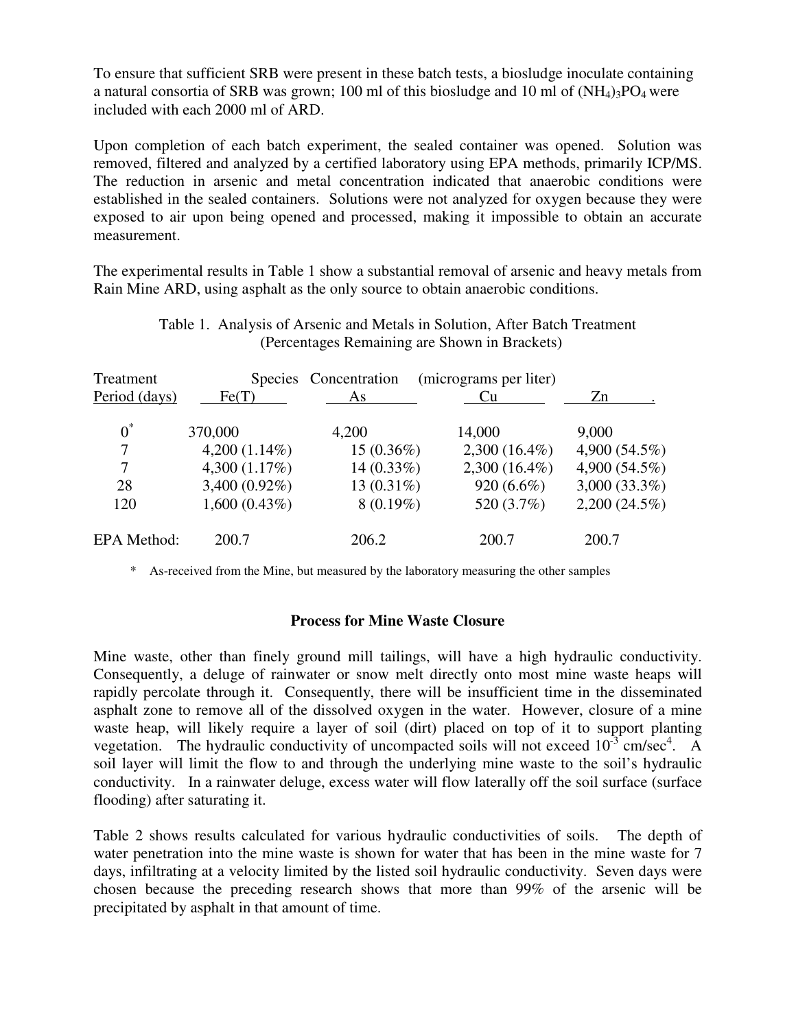To ensure that sufficient SRB were present in these batch tests, a biosludge inoculate containing a natural consortia of SRB was grown; 100 ml of this biosludge and 10 ml of $(NH_4)_3PO_4$ were included with each 2000 ml of ARD.

Upon completion of each batch experiment, the sealed container was opened. Solution was removed, filtered and analyzed by a certified laboratory using EPA methods, primarily ICP/MS. The reduction in arsenic and metal concentration indicated that anaerobic conditions were established in the sealed containers. Solutions were not analyzed for oxygen because they were exposed to air upon being opened and processed, making it impossible to obtain an accurate measurement.

The experimental results in Table 1 show a substantial removal of arsenic and heavy metals from Rain Mine ARD, using asphalt as the only source to obtain anaerobic conditions.

Table 1. Analysis of Arsenic and Metals in Solution, After Batch Treatment (Percentages Remaining are Shown in Brackets)

| Treatment Period (days) | Species Concentration (micrograms per liter) Fe(T) | As | Cu | Zn |
|---|---|---|---|---|
| 0* | 370,000 | 4,200 | 14,000 | 9,000 |
| 7 | 4,200 (1.14%) | 15 (0.36%) | 2,300 (16.4%) | 4,900 (54.5%) |
| 7 | 4,300 (1.17%) | 14 (0.33%) | 2,300 (16.4%) | 4,900 (54.5%) |
| 28 | 3,400 (0.92%) | 13 (0.31%) | 920 (6.6%) | 3,000 (33.3%) |
| 120 | 1,600 (0.43%) | 8 (0.19%) | 520 (3.7%) | 2,200 (24.5%) |
| EPA Method: | 200.7 | 206.2 | 200.7 | 200.7 |

\* As-received from the Mine, but measured by the laboratory measuring the other samples

## Process for Mine Waste Closure

Mine waste, other than finely ground mill tailings, will have a high hydraulic conductivity. Consequently, a deluge of rainwater or snow melt directly onto most mine waste heaps will rapidly percolate through it. Consequently, there will be insufficient time in the disseminated asphalt zone to remove all of the dissolved oxygen in the water. However, closure of a mine waste heap, will likely require a layer of soil (dirt) placed on top of it to support planting vegetation. The hydraulic conductivity of uncompacted soils will not exceed $10^{-3}$ cm/sec[4]. A soil layer will limit the flow to and through the underlying mine waste to the soil's hydraulic conductivity. In a rainwater deluge, excess water will flow laterally off the soil surface (surface flooding) after saturating it.

Table 2 shows results calculated for various hydraulic conductivities of soils. The depth of water penetration into the mine waste is shown for water that has been in the mine waste for 7 days, infiltrating at a velocity limited by the listed soil hydraulic conductivity. Seven days were chosen because the preceding research shows that more than 99% of the arsenic will be precipitated by asphalt in that amount of time.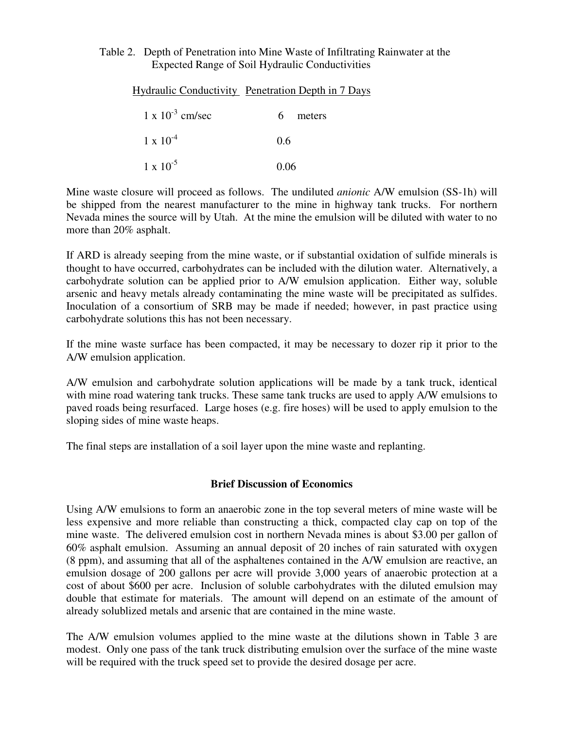Table 2. Depth of Penetration into Mine Waste of Infiltrating Rainwater at the Expected Range of Soil Hydraulic Conductivities

| Hydraulic Conductivity | Penetration Depth in 7 Days |
|---|---|
| $1 \times 10^{-3}$ cm/sec | 6 meters |
| $1 \times 10^{-4}$ | 0.6 |
| $1 \times 10^{-5}$ | 0.06 |

Mine waste closure will proceed as follows. The undiluted *anionic* A/W emulsion (SS-1h) will be shipped from the nearest manufacturer to the mine in highway tank trucks. For northern Nevada mines the source will by Utah. At the mine the emulsion will be diluted with water to no more than 20% asphalt.

If ARD is already seeping from the mine waste, or if substantial oxidation of sulfide minerals is thought to have occurred, carbohydrates can be included with the dilution water. Alternatively, a carbohydrate solution can be applied prior to A/W emulsion application. Either way, soluble arsenic and heavy metals already contaminating the mine waste will be precipitated as sulfides. Inoculation of a consortium of SRB may be made if needed; however, in past practice using carbohydrate solutions this has not been necessary.

If the mine waste surface has been compacted, it may be necessary to dozer rip it prior to the A/W emulsion application.

A/W emulsion and carbohydrate solution applications will be made by a tank truck, identical with mine road watering tank trucks. These same tank trucks are used to apply A/W emulsions to paved roads being resurfaced. Large hoses (e.g. fire hoses) will be used to apply emulsion to the sloping sides of mine waste heaps.

The final steps are installation of a soil layer upon the mine waste and replanting.

## Brief Discussion of Economics

Using A/W emulsions to form an anaerobic zone in the top several meters of mine waste will be less expensive and more reliable than constructing a thick, compacted clay cap on top of the mine waste. The delivered emulsion cost in northern Nevada mines is about $3.00 per gallon of 60% asphalt emulsion. Assuming an annual deposit of 20 inches of rain saturated with oxygen (8 ppm), and assuming that all of the asphaltenes contained in the A/W emulsion are reactive, an emulsion dosage of 200 gallons per acre will provide 3,000 years of anaerobic protection at a cost of about $600 per acre. Inclusion of soluble carbohydrates with the diluted emulsion may double that estimate for materials. The amount will depend on an estimate of the amount of already solublized metals and arsenic that are contained in the mine waste.

The A/W emulsion volumes applied to the mine waste at the dilutions shown in Table 3 are modest. Only one pass of the tank truck distributing emulsion over the surface of the mine waste will be required with the truck speed set to provide the desired dosage per acre.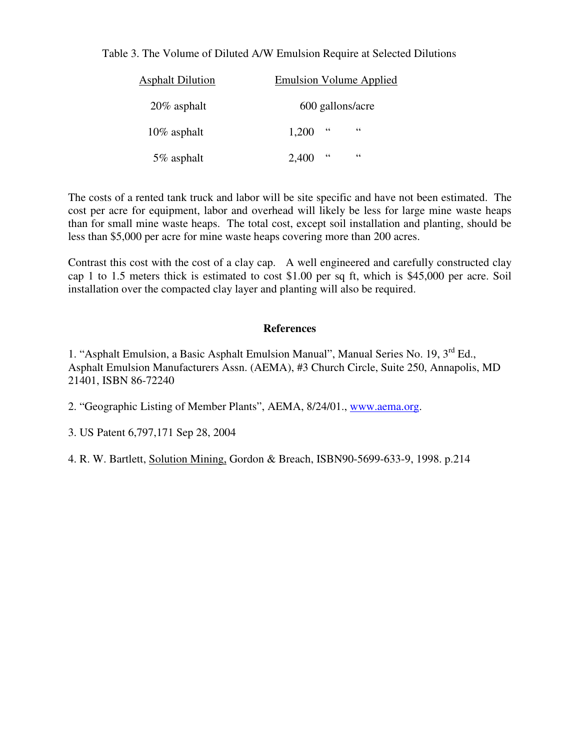Table 3. The Volume of Diluted A/W Emulsion Require at Selected Dilutions

| Asphalt Dilution | Emulsion Volume Applied |
|---|---|
| 20% asphalt | 600 gallons/acre |
| 10% asphalt | 1,200 " " |
| 5% asphalt | 2,400 " " |

The costs of a rented tank truck and labor will be site specific and have not been estimated. The cost per acre for equipment, labor and overhead will likely be less for large mine waste heaps than for small mine waste heaps. The total cost, except soil installation and planting, should be less than $5,000 per acre for mine waste heaps covering more than 200 acres.

Contrast this cost with the cost of a clay cap. A well engineered and carefully constructed clay cap 1 to 1.5 meters thick is estimated to cost $1.00 per sq ft, which is $45,000 per acre. Soil installation over the compacted clay layer and planting will also be required.

## References

1. "Asphalt Emulsion, a Basic Asphalt Emulsion Manual", Manual Series No. 19, 3rd Ed., Asphalt Emulsion Manufacturers Assn. (AEMA), #3 Church Circle, Suite 250, Annapolis, MD 21401, ISBN 86-72240

2. "Geographic Listing of Member Plants", AEMA, 8/24/01., www.aema.org.

3. US Patent 6,797,171 Sep 28, 2004

4. R. W. Bartlett, Solution Mining, Gordon & Breach, ISBN90-5699-633-9, 1998. p.214